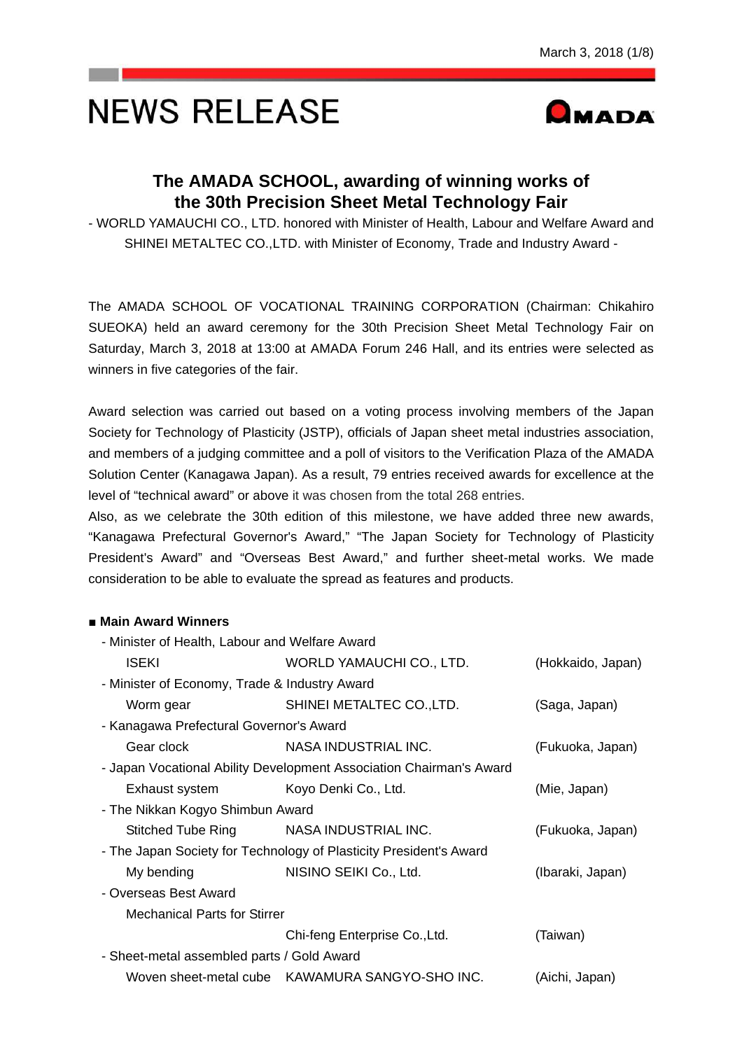March 3, 2018

# NEWS RELEASE

AMADA

## The AMADA SCHOOL, awarding of winning works of the 30th Precision Sheet Metal Technology Fair

- WORLD YAMAUCHI CO., LTD. honored with Minister of Health, Labour and Welfare Award and SHINEI METALTEC CO.,LTD. with Minister of Economy, Trade and Industry Award -

The AMADA SCHOOL OF VOCATIONAL TRAINING CORPORATION (Chairman: Chikahiro SUEOKA) held an award ceremony for the 30th Precision Sheet Metal Technology Fair on Saturday, March 3, 2018 at 13:00 at AMADA Forum 246 Hall, and its entries were selected as winners in five categories of the fair.

Award selection was carried out based on a voting process involving members of the Japan Society for Technology of Plasticity (JSTP), officials of Japan sheet metal industries association, and members of a judging committee and a poll of visitors to the Verification Plaza of the AMADA Solution Center (Kanagawa Japan). As a result, 79 entries received awards for excellence at the level of "technical award" or above it was chosen from the total 268 entries.
Also, as we celebrate the 30th edition of this milestone, we have added three new awards, "Kanagawa Prefectural Governor's Award," "The Japan Society for Technology of Plasticity President's Award" and "Overseas Best Award," and further sheet-metal works. We made consideration to be able to evaluate the spread as features and products.

**■ Main Award Winners**

- Minister of Health, Labour and Welfare Award
  - ISEKI — WORLD YAMAUCHI CO., LTD. (Hokkaido, Japan)
- Minister of Economy, Trade & Industry Award
  - Worm gear — SHINEI METALTEC CO.,LTD. (Saga, Japan)
- Kanagawa Prefectural Governor's Award
  - Gear clock — NASA INDUSTRIAL INC. (Fukuoka, Japan)
- Japan Vocational Ability Development Association Chairman's Award
  - Exhaust system — Koyo Denki Co., Ltd. (Mie, Japan)
- The Nikkan Kogyo Shimbun Award
  - Stitched Tube Ring — NASA INDUSTRIAL INC. (Fukuoka, Japan)
- The Japan Society for Technology of Plasticity President's Award
  - My bending — NISINO SEIKI Co., Ltd. (Ibaraki, Japan)
- Overseas Best Award
  - Mechanical Parts for Stirrer — Chi-feng Enterprise Co.,Ltd. (Taiwan)
- Sheet-metal assembled parts / Gold Award
  - Woven sheet-metal cube — KAWAMURA SANGYO-SHO INC. (Aichi, Japan)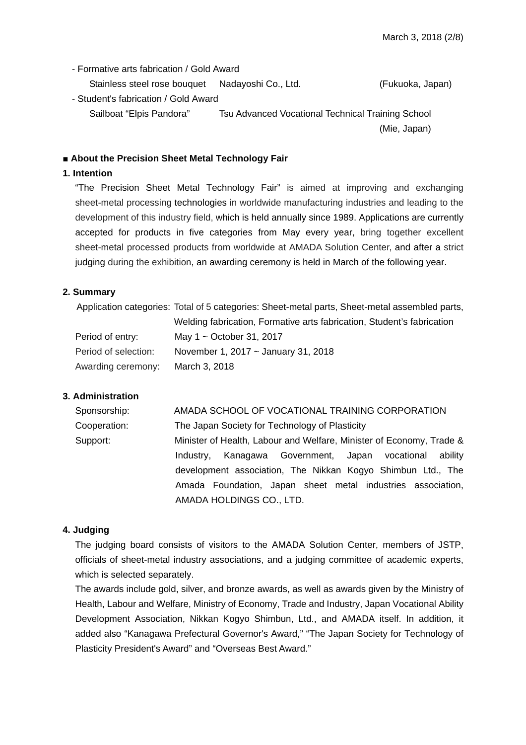- Formative arts fabrication / Gold Award

  Stainless steel rose bouquet    Nadayoshi Co., Ltd.    (Fukuoka, Japan)

- Student's fabrication / Gold Award

  Sailboat "Elpis Pandora"    Tsu Advanced Vocational Technical Training School    (Mie, Japan)

## ■ About the Precision Sheet Metal Technology Fair

### 1. Intention

"The Precision Sheet Metal Technology Fair" is aimed at improving and exchanging sheet-metal processing technologies in worldwide manufacturing industries and leading to the development of this industry field, which is held annually since 1989. Applications are currently accepted for products in five categories from May every year, bring together excellent sheet-metal processed products from worldwide at AMADA Solution Center, and after a strict judging during the exhibition, an awarding ceremony is held in March of the following year.

### 2. Summary

| | |
|---|---|
| Application categories: | Total of 5 categories: Sheet-metal parts, Sheet-metal assembled parts, Welding fabrication, Formative arts fabrication, Student's fabrication |
| Period of entry: | May 1 ~ October 31, 2017 |
| Period of selection: | November 1, 2017 ~ January 31, 2018 |
| Awarding ceremony: | March 3, 2018 |

### 3. Administration

| | |
|---|---|
| Sponsorship: | AMADA SCHOOL OF VOCATIONAL TRAINING CORPORATION |
| Cooperation: | The Japan Society for Technology of Plasticity |
| Support: | Minister of Health, Labour and Welfare, Minister of Economy, Trade & Industry, Kanagawa Government, Japan vocational ability development association, The Nikkan Kogyo Shimbun Ltd., The Amada Foundation, Japan sheet metal industries association, AMADA HOLDINGS CO., LTD. |

### 4. Judging

The judging board consists of visitors to the AMADA Solution Center, members of JSTP, officials of sheet-metal industry associations, and a judging committee of academic experts, which is selected separately.

The awards include gold, silver, and bronze awards, as well as awards given by the Ministry of Health, Labour and Welfare, Ministry of Economy, Trade and Industry, Japan Vocational Ability Development Association, Nikkan Kogyo Shimbun, Ltd., and AMADA itself. In addition, it added also "Kanagawa Prefectural Governor's Award," "The Japan Society for Technology of Plasticity President's Award" and "Overseas Best Award."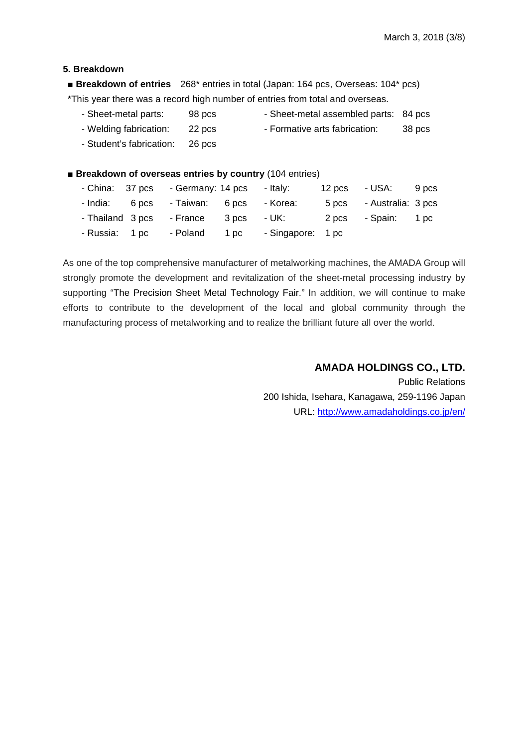## 5. Breakdown

■ **Breakdown of entries** 268* entries in total (Japan: 164 pcs, Overseas: 104* pcs)

*This year there was a record high number of entries from total and overseas.

| | | | |
|---|---|---|---|
| - Sheet-metal parts: | 98 pcs | - Sheet-metal assembled parts: | 84 pcs |
| - Welding fabrication: | 22 pcs | - Formative arts fabrication: | 38 pcs |
| - Student's fabrication: | 26 pcs | | |

■ **Breakdown of overseas entries by country** (104 entries)

| | | | | | | | |
|---|---|---|---|---|---|---|---|
| - China: | 37 pcs | - Germany: | 14 pcs | - Italy: | 12 pcs | - USA: | 9 pcs |
| - India: | 6 pcs | - Taiwan: | 6 pcs | - Korea: | 5 pcs | - Australia: | 3 pcs |
| - Thailand | 3 pcs | - France | 3 pcs | - UK: | 2 pcs | - Spain: | 1 pc |
| - Russia: | 1 pc | - Poland | 1 pc | - Singapore: | 1 pc | | |

As one of the top comprehensive manufacturer of metalworking machines, the AMADA Group will strongly promote the development and revitalization of the sheet-metal processing industry by supporting "The Precision Sheet Metal Technology Fair." In addition, we will continue to make efforts to contribute to the development of the local and global community through the manufacturing process of metalworking and to realize the brilliant future all over the world.

**AMADA HOLDINGS CO., LTD.**
Public Relations
200 Ishida, Isehara, Kanagawa, 259-1196 Japan
URL: http://www.amadaholdings.co.jp/en/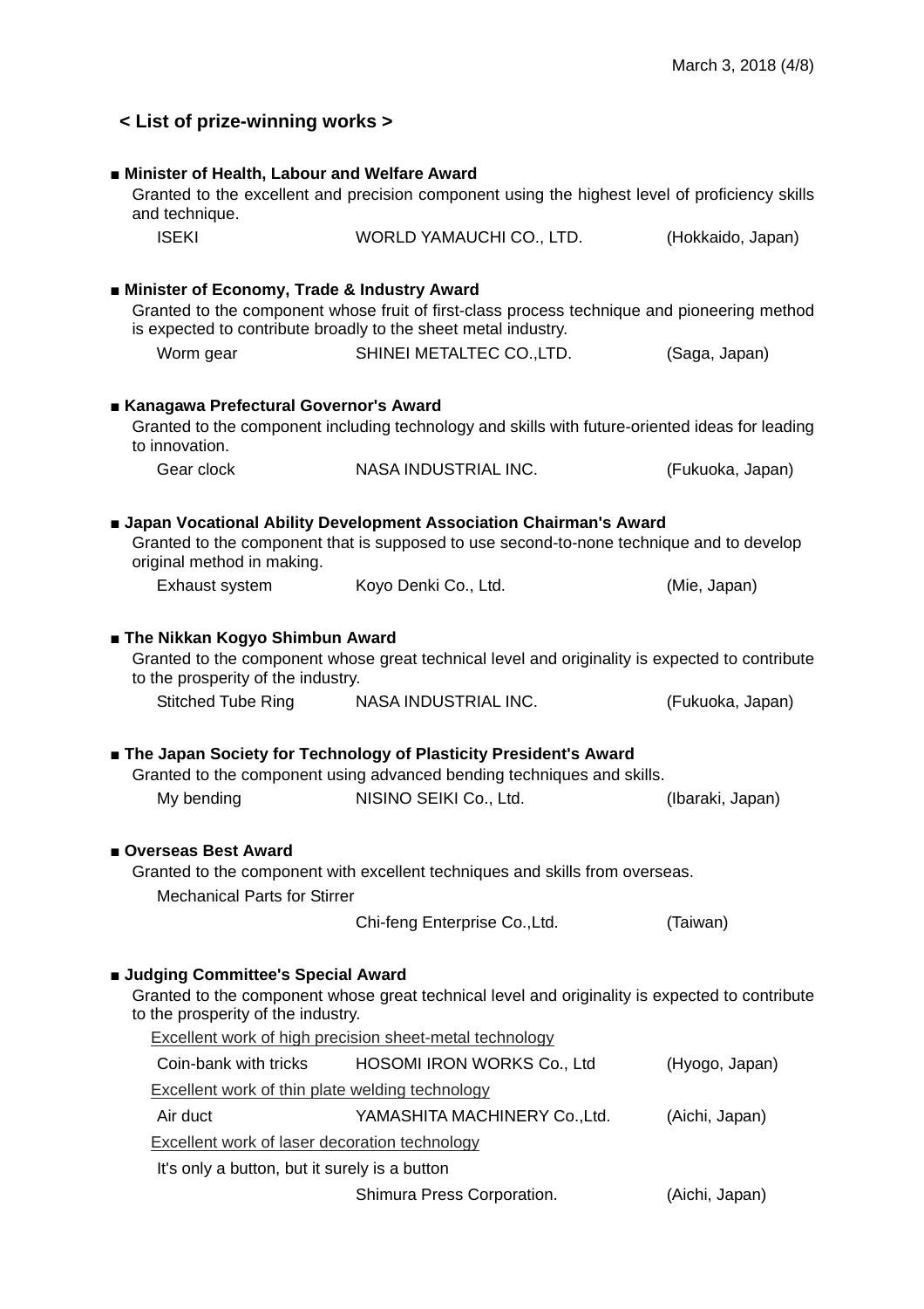## < List of prize-winning works >

### ■ Minister of Health, Labour and Welfare Award

Granted to the excellent and precision component using the highest level of proficiency skills and technique.

| Work | Company | Location |
|---|---|---|
| ISEKI | WORLD YAMAUCHI CO., LTD. | (Hokkaido, Japan) |

### ■ Minister of Economy, Trade & Industry Award

Granted to the component whose fruit of first-class process technique and pioneering method is expected to contribute broadly to the sheet metal industry.

| Work | Company | Location |
|---|---|---|
| Worm gear | SHINEI METALTEC CO.,LTD. | (Saga, Japan) |

### ■ Kanagawa Prefectural Governor's Award

Granted to the component including technology and skills with future-oriented ideas for leading to innovation.

| Work | Company | Location |
|---|---|---|
| Gear clock | NASA INDUSTRIAL INC. | (Fukuoka, Japan) |

### ■ Japan Vocational Ability Development Association Chairman's Award

Granted to the component that is supposed to use second-to-none technique and to develop original method in making.

| Work | Company | Location |
|---|---|---|
| Exhaust system | Koyo Denki Co., Ltd. | (Mie, Japan) |

### ■ The Nikkan Kogyo Shimbun Award

Granted to the component whose great technical level and originality is expected to contribute to the prosperity of the industry.

| Work | Company | Location |
|---|---|---|
| Stitched Tube Ring | NASA INDUSTRIAL INC. | (Fukuoka, Japan) |

### ■ The Japan Society for Technology of Plasticity President's Award

Granted to the component using advanced bending techniques and skills.

| Work | Company | Location |
|---|---|---|
| My bending | NISINO SEIKI Co., Ltd. | (Ibaraki, Japan) |

### ■ Overseas Best Award

Granted to the component with excellent techniques and skills from overseas.

| Work | Company | Location |
|---|---|---|
| Mechanical Parts for Stirrer | Chi-feng Enterprise Co.,Ltd. | (Taiwan) |

### ■ Judging Committee's Special Award

Granted to the component whose great technical level and originality is expected to contribute to the prosperity of the industry.

<u>Excellent work of high precision sheet-metal technology</u>

| Work | Company | Location |
|---|---|---|
| Coin-bank with tricks | HOSOMI IRON WORKS Co., Ltd | (Hyogo, Japan) |

<u>Excellent work of thin plate welding technology</u>

| Work | Company | Location |
|---|---|---|
| Air duct | YAMASHITA MACHINERY Co.,Ltd. | (Aichi, Japan) |

<u>Excellent work of laser decoration technology</u>

| Work | Company | Location |
|---|---|---|
| It's only a button, but it surely is a button | Shimura Press Corporation. | (Aichi, Japan) |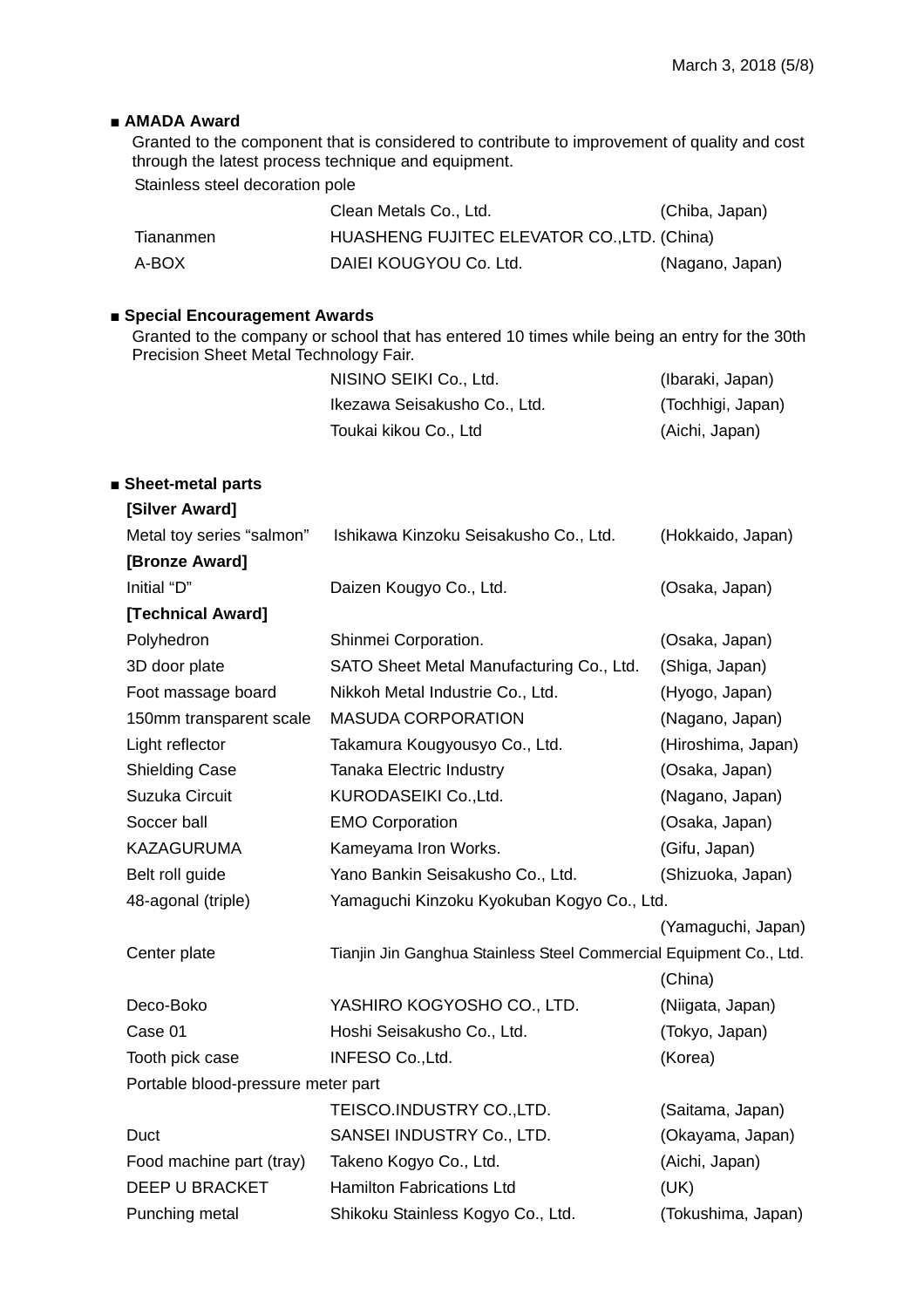**■ AMADA Award**

Granted to the component that is considered to contribute to improvement of quality and cost through the latest process technique and equipment.

| | | |
|---|---|---|
| Stainless steel decoration pole | | |
| | Clean Metals Co., Ltd. | (Chiba, Japan) |
| Tiananmen | HUASHENG FUJITEC ELEVATOR CO.,LTD. | (China) |
| A-BOX | DAIEI KOUGYOU Co. Ltd. | (Nagano, Japan) |

**■ Special Encouragement Awards**

Granted to the company or school that has entered 10 times while being an entry for the 30th Precision Sheet Metal Technology Fair.

| | |
|---|---|
| NISINO SEIKI Co., Ltd. | (Ibaraki, Japan) |
| Ikezawa Seisakusho Co., Ltd. | (Tochhigi, Japan) |
| Toukai kikou Co., Ltd | (Aichi, Japan) |

**■ Sheet-metal parts**

**[Silver Award]**

| | | |
|---|---|---|
| Metal toy series “salmon” | Ishikawa Kinzoku Seisakusho Co., Ltd. | (Hokkaido, Japan) |

**[Bronze Award]**

| | | |
|---|---|---|
| Initial “D” | Daizen Kougyo Co., Ltd. | (Osaka, Japan) |

**[Technical Award]**

| | | |
|---|---|---|
| Polyhedron | Shinmei Corporation. | (Osaka, Japan) |
| 3D door plate | SATO Sheet Metal Manufacturing Co., Ltd. | (Shiga, Japan) |
| Foot massage board | Nikkoh Metal Industrie Co., Ltd. | (Hyogo, Japan) |
| 150mm transparent scale | MASUDA CORPORATION | (Nagano, Japan) |
| Light reflector | Takamura Kougyousyo Co., Ltd. | (Hiroshima, Japan) |
| Shielding Case | Tanaka Electric Industry | (Osaka, Japan) |
| Suzuka Circuit | KURODASEIKI Co.,Ltd. | (Nagano, Japan) |
| Soccer ball | EMO Corporation | (Osaka, Japan) |
| KAZAGURUMA | Kameyama Iron Works. | (Gifu, Japan) |
| Belt roll guide | Yano Bankin Seisakusho Co., Ltd. | (Shizuoka, Japan) |
| 48-agonal (triple) | Yamaguchi Kinzoku Kyokuban Kogyo Co., Ltd. | (Yamaguchi, Japan) |
| Center plate | Tianjin Jin Ganghua Stainless Steel Commercial Equipment Co., Ltd. | (China) |
| Deco-Boko | YASHIRO KOGYOSHO CO., LTD. | (Niigata, Japan) |
| Case 01 | Hoshi Seisakusho Co., Ltd. | (Tokyo, Japan) |
| Tooth pick case | INFESO Co.,Ltd. | (Korea) |
| Portable blood-pressure meter part | TEISCO.INDUSTRY CO.,LTD. | (Saitama, Japan) |
| Duct | SANSEI INDUSTRY Co., LTD. | (Okayama, Japan) |
| Food machine part (tray) | Takeno Kogyo Co., Ltd. | (Aichi, Japan) |
| DEEP U BRACKET | Hamilton Fabrications Ltd | (UK) |
| Punching metal | Shikoku Stainless Kogyo Co., Ltd. | (Tokushima, Japan) |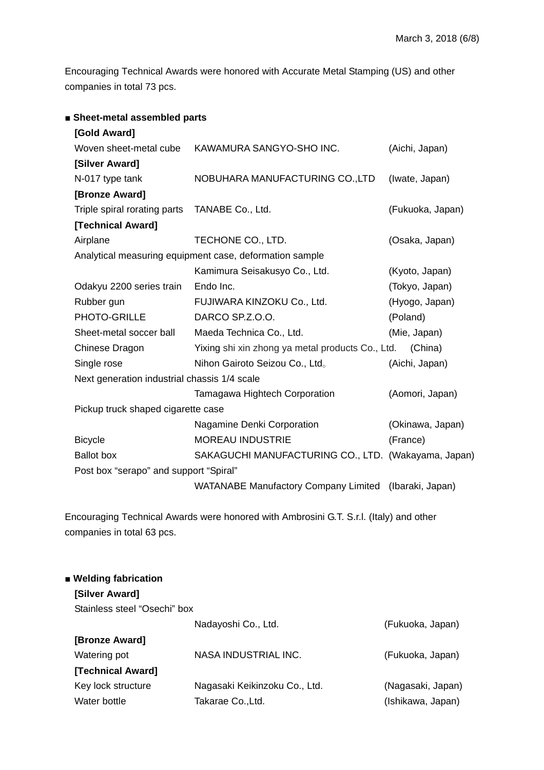Encouraging Technical Awards were honored with Accurate Metal Stamping (US) and other companies in total 73 pcs.

■ **Sheet-metal assembled parts**

**[Gold Award]**

| | | |
|---|---|---|
| Woven sheet-metal cube | KAWAMURA SANGYO-SHO INC. | (Aichi, Japan) |

**[Silver Award]**

| | | |
|---|---|---|
| N-017 type tank | NOBUHARA MANUFACTURING CO.,LTD | (Iwate, Japan) |

**[Bronze Award]**

| | | |
|---|---|---|
| Triple spiral rorating parts | TANABE Co., Ltd. | (Fukuoka, Japan) |

**[Technical Award]**

| | | |
|---|---|---|
| Airplane | TECHONE CO., LTD. | (Osaka, Japan) |
| Analytical measuring equipment case, deformation sample | Kamimura Seisakusyo Co., Ltd. | (Kyoto, Japan) |
| Odakyu 2200 series train | Endo Inc. | (Tokyo, Japan) |
| Rubber gun | FUJIWARA KINZOKU Co., Ltd. | (Hyogo, Japan) |
| PHOTO-GRILLE | DARCO SP.Z.O.O. | (Poland) |
| Sheet-metal soccer ball | Maeda Technica Co., Ltd. | (Mie, Japan) |
| Chinese Dragon | Yixing shi xin zhong ya metal products Co., Ltd. | (China) |
| Single rose | Nihon Gairoto Seizou Co., Ltd。 | (Aichi, Japan) |
| Next generation industrial chassis 1/4 scale | Tamagawa Hightech Corporation | (Aomori, Japan) |
| Pickup truck shaped cigarette case | Nagamine Denki Corporation | (Okinawa, Japan) |
| Bicycle | MOREAU INDUSTRIE | (France) |
| Ballot box | SAKAGUCHI MANUFACTURING CO., LTD. | (Wakayama, Japan) |
| Post box "serapo" and support "Spiral" | WATANABE Manufactory Company Limited | (Ibaraki, Japan) |

Encouraging Technical Awards were honored with Ambrosini G.T. S.r.l. (Italy) and other companies in total 63 pcs.

■ **Welding fabrication**

**[Silver Award]**

| | | |
|---|---|---|
| Stainless steel "Osechi" box | Nadayoshi Co., Ltd. | (Fukuoka, Japan) |

**[Bronze Award]**

| | | |
|---|---|---|
| Watering pot | NASA INDUSTRIAL INC. | (Fukuoka, Japan) |

**[Technical Award]**

| | | |
|---|---|---|
| Key lock structure | Nagasaki Keikinzoku Co., Ltd. | (Nagasaki, Japan) |
| Water bottle | Takarae Co.,Ltd. | (Ishikawa, Japan) |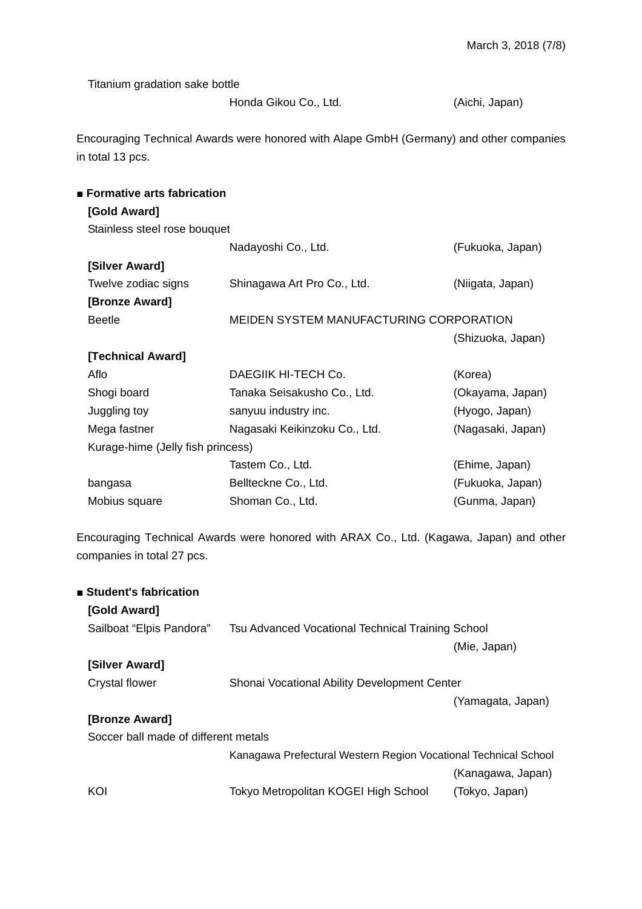Titanium gradation sake bottle

Honda Gikou Co., Ltd. (Aichi, Japan)

Encouraging Technical Awards were honored with Alape GmbH (Germany) and other companies in total 13 pcs.

## ■ Formative arts fabrication

**[Gold Award]**

Stainless steel rose bouquet

Nadayoshi Co., Ltd. (Fukuoka, Japan)

**[Silver Award]**

| | | |
|---|---|---|
| Twelve zodiac signs | Shinagawa Art Pro Co., Ltd. | (Niigata, Japan) |

**[Bronze Award]**

| | | |
|---|---|---|
| Beetle | MEIDEN SYSTEM MANUFACTURING CORPORATION | (Shizuoka, Japan) |

**[Technical Award]**

| | | |
|---|---|---|
| Aflo | DAEGIIK HI-TECH Co. | (Korea) |
| Shogi board | Tanaka Seisakusho Co., Ltd. | (Okayama, Japan) |
| Juggling toy | sanyuu industry inc. | (Hyogo, Japan) |
| Mega fastner | Nagasaki Keikinzoku Co., Ltd. | (Nagasaki, Japan) |
| Kurage-hime (Jelly fish princess) | Tastem Co., Ltd. | (Ehime, Japan) |
| bangasa | Bellteckne Co., Ltd. | (Fukuoka, Japan) |
| Mobius square | Shoman Co., Ltd. | (Gunma, Japan) |

Encouraging Technical Awards were honored with ARAX Co., Ltd. (Kagawa, Japan) and other companies in total 27 pcs.

## ■ Student's fabrication

**[Gold Award]**

| | | |
|---|---|---|
| Sailboat "Elpis Pandora" | Tsu Advanced Vocational Technical Training School | (Mie, Japan) |

**[Silver Award]**

| | | |
|---|---|---|
| Crystal flower | Shonai Vocational Ability Development Center | (Yamagata, Japan) |

**[Bronze Award]**

| | | |
|---|---|---|
| Soccer ball made of different metals | Kanagawa Prefectural Western Region Vocational Technical School | (Kanagawa, Japan) |
| KOI | Tokyo Metropolitan KOGEI High School | (Tokyo, Japan) |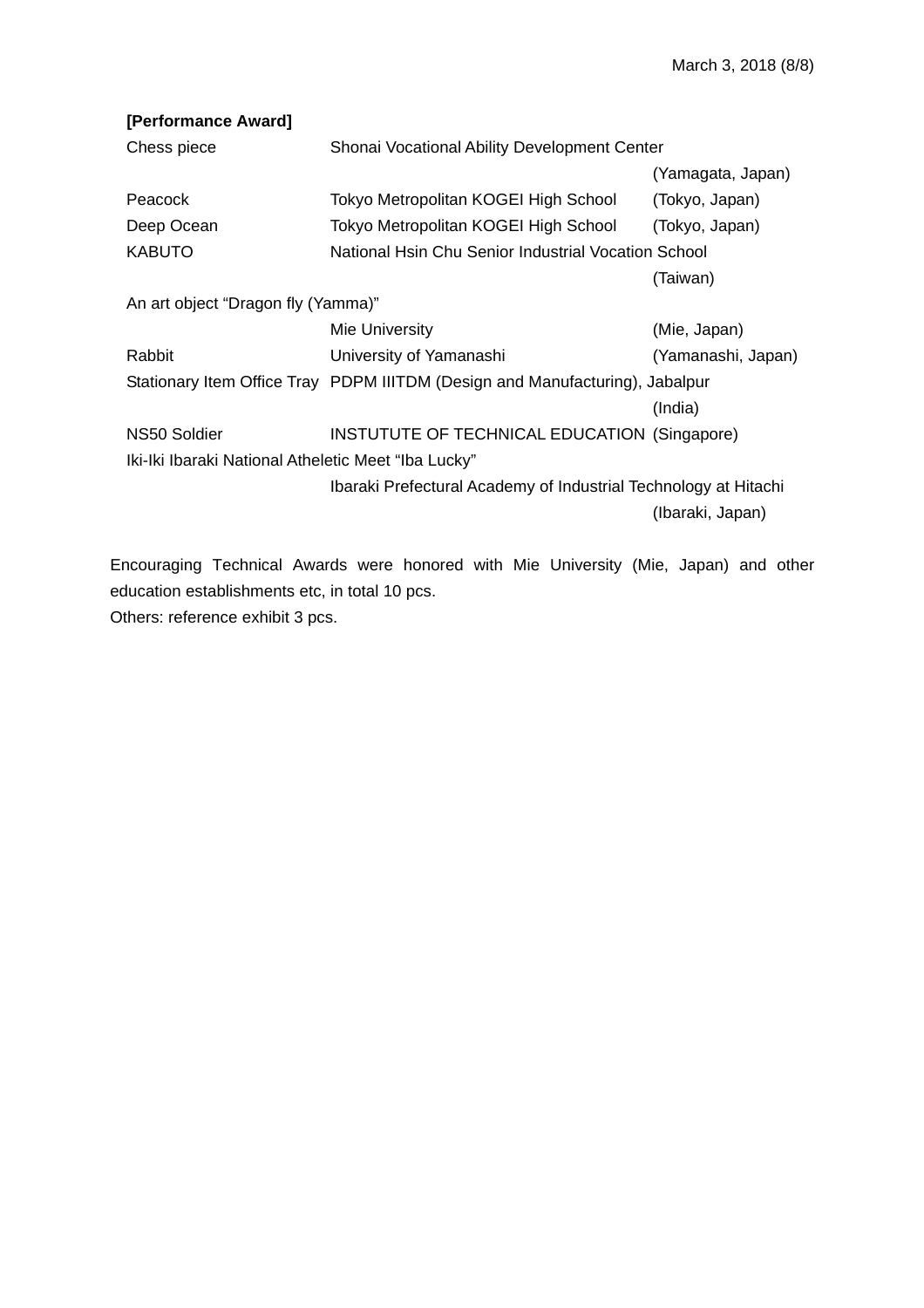**[Performance Award]**

| | | |
|---|---|---|
| Chess piece | Shonai Vocational Ability Development Center | (Yamagata, Japan) |
| Peacock | Tokyo Metropolitan KOGEI High School | (Tokyo, Japan) |
| Deep Ocean | Tokyo Metropolitan KOGEI High School | (Tokyo, Japan) |
| KABUTO | National Hsin Chu Senior Industrial Vocation School | (Taiwan) |
| An art object “Dragon fly (Yamma)” | Mie University | (Mie, Japan) |
| Rabbit | University of Yamanashi | (Yamanashi, Japan) |
| Stationary Item Office Tray | PDPM IIITDM (Design and Manufacturing), Jabalpur | (India) |
| NS50 Soldier | INSTUTUTE OF TECHNICAL EDUCATION | (Singapore) |
| Iki-Iki Ibaraki National Atheletic Meet “Iba Lucky” | Ibaraki Prefectural Academy of Industrial Technology at Hitachi | (Ibaraki, Japan) |

Encouraging Technical Awards were honored with Mie University (Mie, Japan) and other education establishments etc, in total 10 pcs.

Others: reference exhibit 3 pcs.